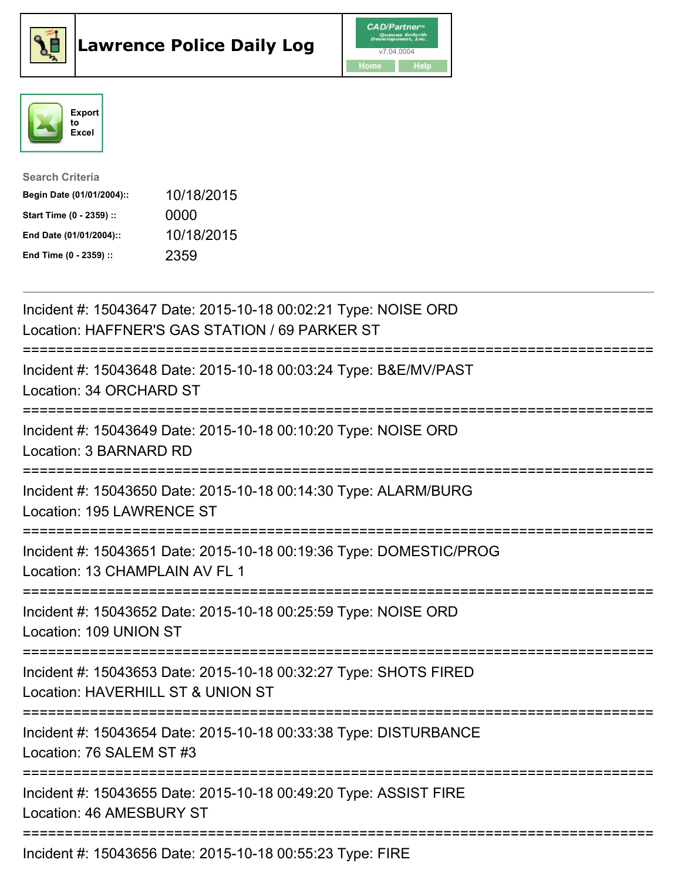# Lawrence Police Daily Log

CAD/Partner
v7.04.0004
Home Help

Export to Excel

**Search Criteria**

| | |
|---|---|
| **Begin Date (01/01/2004)::** | 10/18/2015 |
| **Start Time (0 - 2359) ::** | 0000 |
| **End Date (01/01/2004)::** | 10/18/2015 |
| **End Time (0 - 2359) ::** | 2359 |

---

Incident #: 15043647 Date: 2015-10-18 00:02:21 Type: NOISE ORD
Location: HAFFNER'S GAS STATION / 69 PARKER ST

===========================================================================

Incident #: 15043648 Date: 2015-10-18 00:03:24 Type: B&E/MV/PAST
Location: 34 ORCHARD ST

===========================================================================

Incident #: 15043649 Date: 2015-10-18 00:10:20 Type: NOISE ORD
Location: 3 BARNARD RD

===========================================================================

Incident #: 15043650 Date: 2015-10-18 00:14:30 Type: ALARM/BURG
Location: 195 LAWRENCE ST

===========================================================================

Incident #: 15043651 Date: 2015-10-18 00:19:36 Type: DOMESTIC/PROG
Location: 13 CHAMPLAIN AV FL 1

===========================================================================

Incident #: 15043652 Date: 2015-10-18 00:25:59 Type: NOISE ORD
Location: 109 UNION ST

===========================================================================

Incident #: 15043653 Date: 2015-10-18 00:32:27 Type: SHOTS FIRED
Location: HAVERHILL ST & UNION ST

===========================================================================

Incident #: 15043654 Date: 2015-10-18 00:33:38 Type: DISTURBANCE
Location: 76 SALEM ST #3

===========================================================================

Incident #: 15043655 Date: 2015-10-18 00:49:20 Type: ASSIST FIRE
Location: 46 AMESBURY ST

===========================================================================

Incident #: 15043656 Date: 2015-10-18 00:55:23 Type: FIRE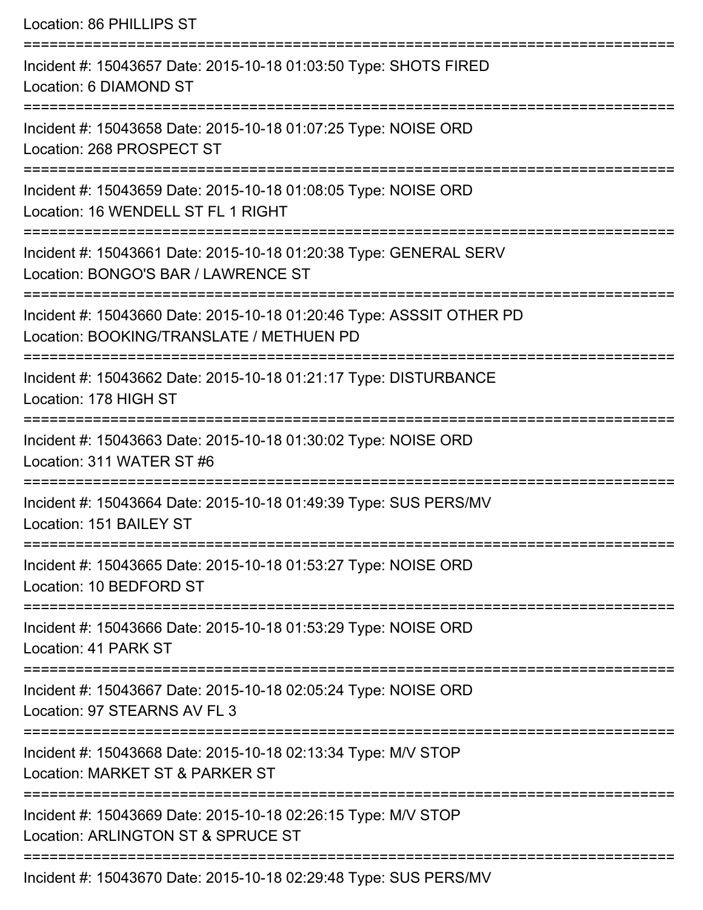Location: 86 PHILLIPS ST

===========================================================================

Incident #: 15043657 Date: 2015-10-18 01:03:50 Type: SHOTS FIRED
Location: 6 DIAMOND ST

===========================================================================

Incident #: 15043658 Date: 2015-10-18 01:07:25 Type: NOISE ORD
Location: 268 PROSPECT ST

===========================================================================

Incident #: 15043659 Date: 2015-10-18 01:08:05 Type: NOISE ORD
Location: 16 WENDELL ST FL 1 RIGHT

===========================================================================

Incident #: 15043661 Date: 2015-10-18 01:20:38 Type: GENERAL SERV
Location: BONGO'S BAR / LAWRENCE ST

===========================================================================

Incident #: 15043660 Date: 2015-10-18 01:20:46 Type: ASSSIT OTHER PD
Location: BOOKING/TRANSLATE / METHUEN PD

===========================================================================

Incident #: 15043662 Date: 2015-10-18 01:21:17 Type: DISTURBANCE
Location: 178 HIGH ST

===========================================================================

Incident #: 15043663 Date: 2015-10-18 01:30:02 Type: NOISE ORD
Location: 311 WATER ST #6

===========================================================================

Incident #: 15043664 Date: 2015-10-18 01:49:39 Type: SUS PERS/MV
Location: 151 BAILEY ST

===========================================================================

Incident #: 15043665 Date: 2015-10-18 01:53:27 Type: NOISE ORD
Location: 10 BEDFORD ST

===========================================================================

Incident #: 15043666 Date: 2015-10-18 01:53:29 Type: NOISE ORD
Location: 41 PARK ST

===========================================================================

Incident #: 15043667 Date: 2015-10-18 02:05:24 Type: NOISE ORD
Location: 97 STEARNS AV FL 3

===========================================================================

Incident #: 15043668 Date: 2015-10-18 02:13:34 Type: M/V STOP
Location: MARKET ST & PARKER ST

===========================================================================

Incident #: 15043669 Date: 2015-10-18 02:26:15 Type: M/V STOP
Location: ARLINGTON ST & SPRUCE ST

===========================================================================

Incident #: 15043670 Date: 2015-10-18 02:29:48 Type: SUS PERS/MV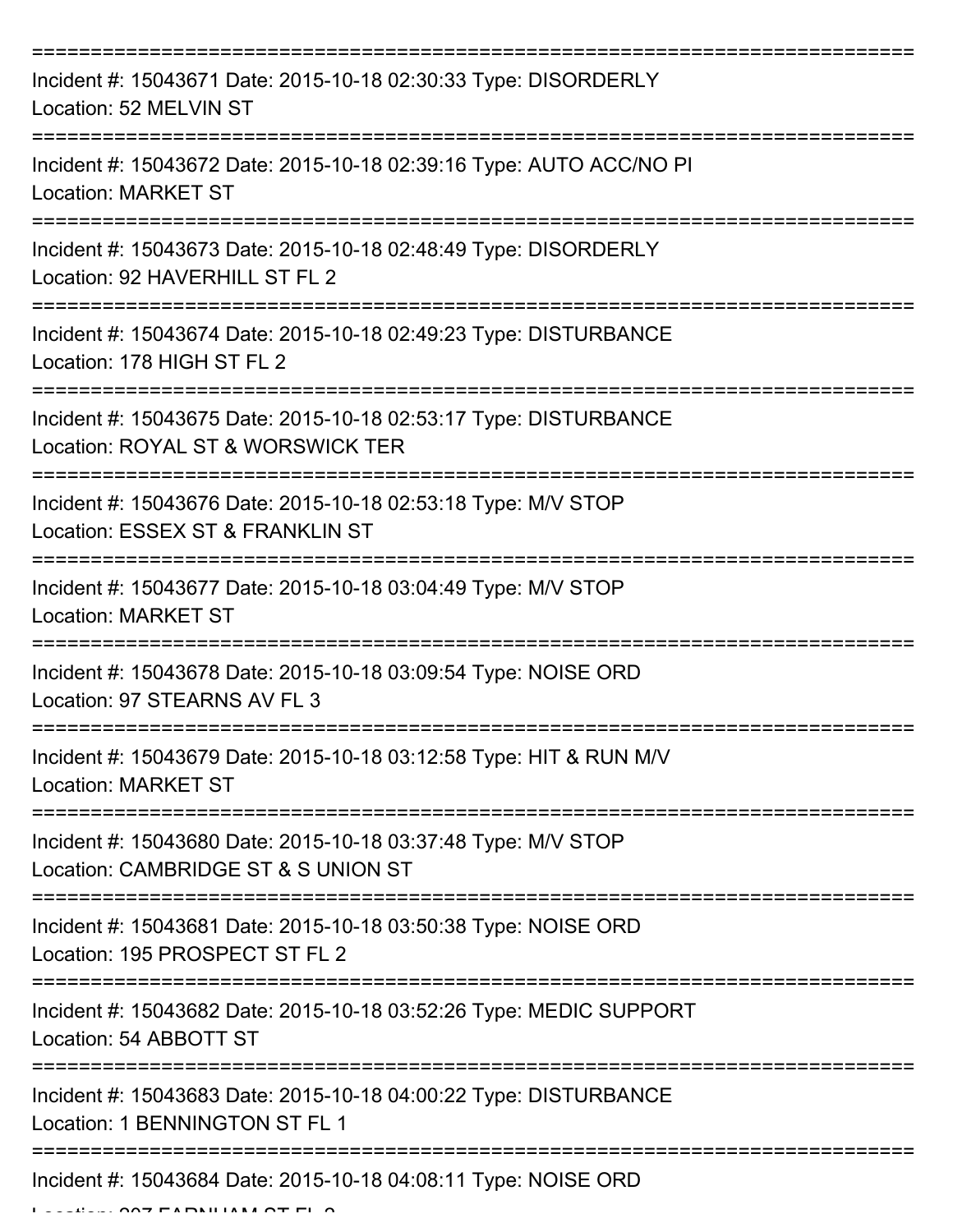===========================================================================

Incident #: 15043671 Date: 2015-10-18 02:30:33 Type: DISORDERLY

Location: 52 MELVIN ST

===========================================================================

Incident #: 15043672 Date: 2015-10-18 02:39:16 Type: AUTO ACC/NO PI

Location: MARKET ST

===========================================================================

Incident #: 15043673 Date: 2015-10-18 02:48:49 Type: DISORDERLY

Location: 92 HAVERHILL ST FL 2

===========================================================================

Incident #: 15043674 Date: 2015-10-18 02:49:23 Type: DISTURBANCE

Location: 178 HIGH ST FL 2

===========================================================================

Incident #: 15043675 Date: 2015-10-18 02:53:17 Type: DISTURBANCE

Location: ROYAL ST & WORSWICK TER

===========================================================================

Incident #: 15043676 Date: 2015-10-18 02:53:18 Type: M/V STOP

Location: ESSEX ST & FRANKLIN ST

===========================================================================

Incident #: 15043677 Date: 2015-10-18 03:04:49 Type: M/V STOP

Location: MARKET ST

===========================================================================

Incident #: 15043678 Date: 2015-10-18 03:09:54 Type: NOISE ORD

Location: 97 STEARNS AV FL 3

===========================================================================

Incident #: 15043679 Date: 2015-10-18 03:12:58 Type: HIT & RUN M/V

Location: MARKET ST

===========================================================================

Incident #: 15043680 Date: 2015-10-18 03:37:48 Type: M/V STOP

Location: CAMBRIDGE ST & S UNION ST

===========================================================================

Incident #: 15043681 Date: 2015-10-18 03:50:38 Type: NOISE ORD

Location: 195 PROSPECT ST FL 2

===========================================================================

Incident #: 15043682 Date: 2015-10-18 03:52:26 Type: MEDIC SUPPORT

Location: 54 ABBOTT ST

===========================================================================

Incident #: 15043683 Date: 2015-10-18 04:00:22 Type: DISTURBANCE

Location: 1 BENNINGTON ST FL 1

===========================================================================

Incident #: 15043684 Date: 2015-10-18 04:08:11 Type: NOISE ORD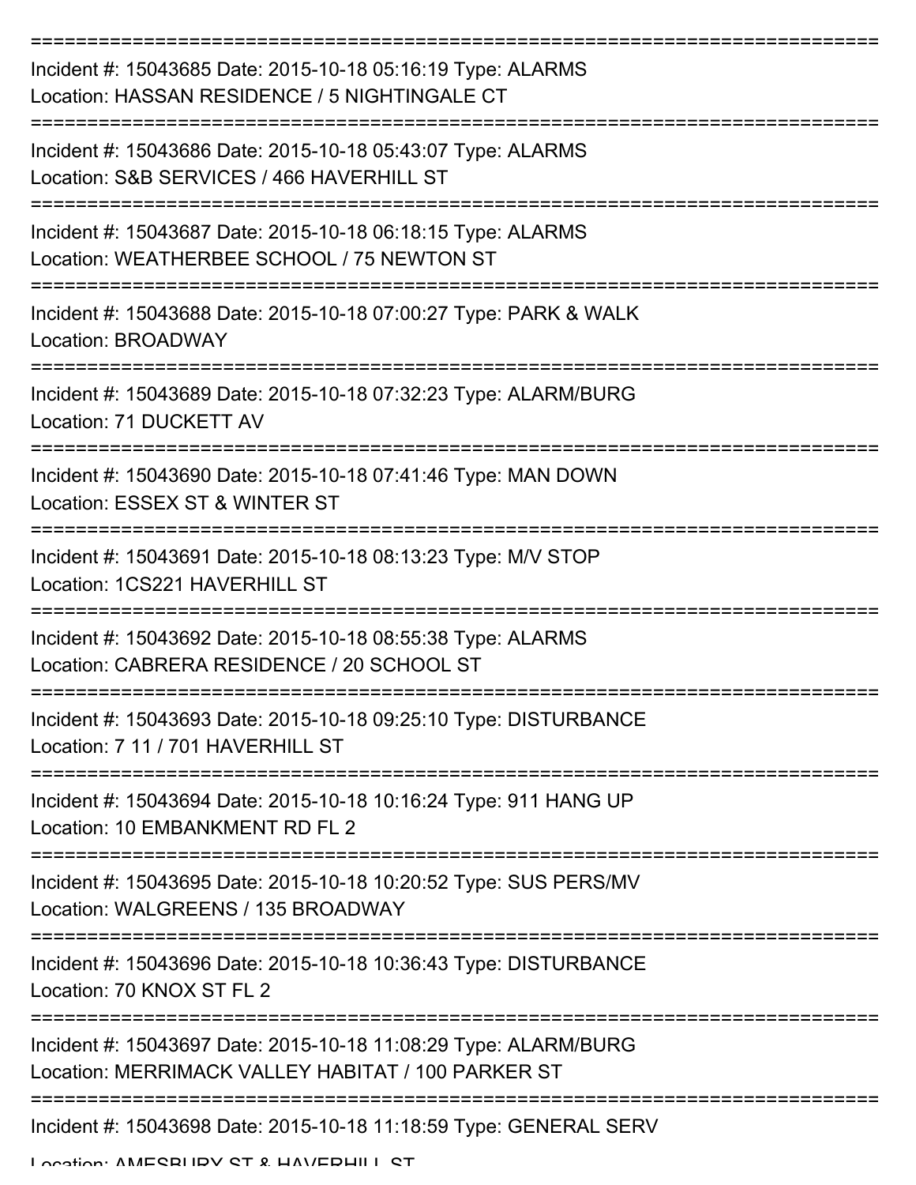===========================================================================

Incident #: 15043685 Date: 2015-10-18 05:16:19 Type: ALARMS
Location: HASSAN RESIDENCE / 5 NIGHTINGALE CT

===========================================================================

Incident #: 15043686 Date: 2015-10-18 05:43:07 Type: ALARMS
Location: S&B SERVICES / 466 HAVERHILL ST

===========================================================================

Incident #: 15043687 Date: 2015-10-18 06:18:15 Type: ALARMS
Location: WEATHERBEE SCHOOL / 75 NEWTON ST

===========================================================================

Incident #: 15043688 Date: 2015-10-18 07:00:27 Type: PARK & WALK
Location: BROADWAY

===========================================================================

Incident #: 15043689 Date: 2015-10-18 07:32:23 Type: ALARM/BURG
Location: 71 DUCKETT AV

===========================================================================

Incident #: 15043690 Date: 2015-10-18 07:41:46 Type: MAN DOWN
Location: ESSEX ST & WINTER ST

===========================================================================

Incident #: 15043691 Date: 2015-10-18 08:13:23 Type: M/V STOP
Location: 1CS221 HAVERHILL ST

===========================================================================

Incident #: 15043692 Date: 2015-10-18 08:55:38 Type: ALARMS
Location: CABRERA RESIDENCE / 20 SCHOOL ST

===========================================================================

Incident #: 15043693 Date: 2015-10-18 09:25:10 Type: DISTURBANCE
Location: 7 11 / 701 HAVERHILL ST

===========================================================================

Incident #: 15043694 Date: 2015-10-18 10:16:24 Type: 911 HANG UP
Location: 10 EMBANKMENT RD FL 2

===========================================================================

Incident #: 15043695 Date: 2015-10-18 10:20:52 Type: SUS PERS/MV
Location: WALGREENS / 135 BROADWAY

===========================================================================

Incident #: 15043696 Date: 2015-10-18 10:36:43 Type: DISTURBANCE
Location: 70 KNOX ST FL 2

===========================================================================

Incident #: 15043697 Date: 2015-10-18 11:08:29 Type: ALARM/BURG
Location: MERRIMACK VALLEY HABITAT / 100 PARKER ST

===========================================================================

Incident #: 15043698 Date: 2015-10-18 11:18:59 Type: GENERAL SERV
Location: AMESBURY ST & HAVERHILL ST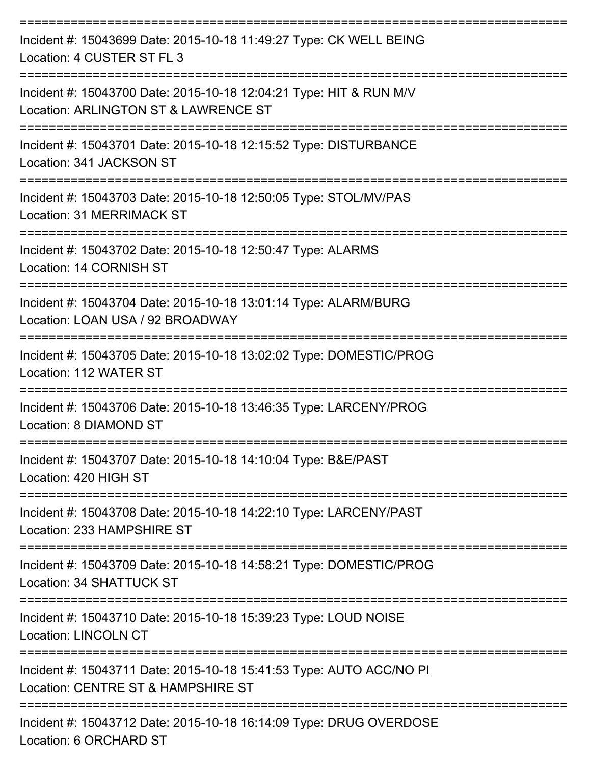===========================================================================

Incident #: 15043699 Date: 2015-10-18 11:49:27 Type: CK WELL BEING
Location: 4 CUSTER ST FL 3

===========================================================================

Incident #: 15043700 Date: 2015-10-18 12:04:21 Type: HIT & RUN M/V
Location: ARLINGTON ST & LAWRENCE ST

===========================================================================

Incident #: 15043701 Date: 2015-10-18 12:15:52 Type: DISTURBANCE
Location: 341 JACKSON ST

===========================================================================

Incident #: 15043703 Date: 2015-10-18 12:50:05 Type: STOL/MV/PAS
Location: 31 MERRIMACK ST

===========================================================================

Incident #: 15043702 Date: 2015-10-18 12:50:47 Type: ALARMS
Location: 14 CORNISH ST

===========================================================================

Incident #: 15043704 Date: 2015-10-18 13:01:14 Type: ALARM/BURG
Location: LOAN USA / 92 BROADWAY

===========================================================================

Incident #: 15043705 Date: 2015-10-18 13:02:02 Type: DOMESTIC/PROG
Location: 112 WATER ST

===========================================================================

Incident #: 15043706 Date: 2015-10-18 13:46:35 Type: LARCENY/PROG
Location: 8 DIAMOND ST

===========================================================================

Incident #: 15043707 Date: 2015-10-18 14:10:04 Type: B&E/PAST
Location: 420 HIGH ST

===========================================================================

Incident #: 15043708 Date: 2015-10-18 14:22:10 Type: LARCENY/PAST
Location: 233 HAMPSHIRE ST

===========================================================================

Incident #: 15043709 Date: 2015-10-18 14:58:21 Type: DOMESTIC/PROG
Location: 34 SHATTUCK ST

===========================================================================

Incident #: 15043710 Date: 2015-10-18 15:39:23 Type: LOUD NOISE
Location: LINCOLN CT

===========================================================================

Incident #: 15043711 Date: 2015-10-18 15:41:53 Type: AUTO ACC/NO PI
Location: CENTRE ST & HAMPSHIRE ST

===========================================================================

Incident #: 15043712 Date: 2015-10-18 16:14:09 Type: DRUG OVERDOSE
Location: 6 ORCHARD ST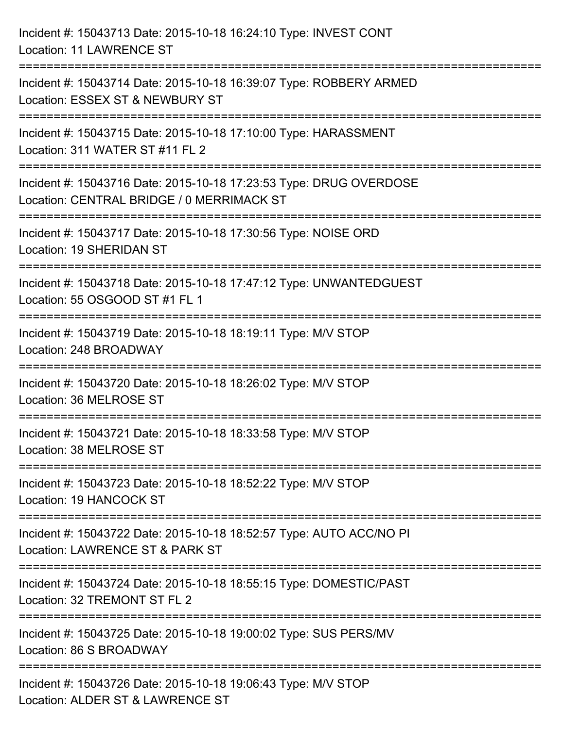Incident #: 15043713 Date: 2015-10-18 16:24:10 Type: INVEST CONT
Location: 11 LAWRENCE ST

===========================================================================

Incident #: 15043714 Date: 2015-10-18 16:39:07 Type: ROBBERY ARMED
Location: ESSEX ST & NEWBURY ST

===========================================================================

Incident #: 15043715 Date: 2015-10-18 17:10:00 Type: HARASSMENT
Location: 311 WATER ST #11 FL 2

===========================================================================

Incident #: 15043716 Date: 2015-10-18 17:23:53 Type: DRUG OVERDOSE
Location: CENTRAL BRIDGE / 0 MERRIMACK ST

===========================================================================

Incident #: 15043717 Date: 2015-10-18 17:30:56 Type: NOISE ORD
Location: 19 SHERIDAN ST

===========================================================================

Incident #: 15043718 Date: 2015-10-18 17:47:12 Type: UNWANTEDGUEST
Location: 55 OSGOOD ST #1 FL 1

===========================================================================

Incident #: 15043719 Date: 2015-10-18 18:19:11 Type: M/V STOP
Location: 248 BROADWAY

===========================================================================

Incident #: 15043720 Date: 2015-10-18 18:26:02 Type: M/V STOP
Location: 36 MELROSE ST

===========================================================================

Incident #: 15043721 Date: 2015-10-18 18:33:58 Type: M/V STOP
Location: 38 MELROSE ST

===========================================================================

Incident #: 15043723 Date: 2015-10-18 18:52:22 Type: M/V STOP
Location: 19 HANCOCK ST

===========================================================================

Incident #: 15043722 Date: 2015-10-18 18:52:57 Type: AUTO ACC/NO PI
Location: LAWRENCE ST & PARK ST

===========================================================================

Incident #: 15043724 Date: 2015-10-18 18:55:15 Type: DOMESTIC/PAST
Location: 32 TREMONT ST FL 2

===========================================================================

Incident #: 15043725 Date: 2015-10-18 19:00:02 Type: SUS PERS/MV
Location: 86 S BROADWAY

===========================================================================

Incident #: 15043726 Date: 2015-10-18 19:06:43 Type: M/V STOP
Location: ALDER ST & LAWRENCE ST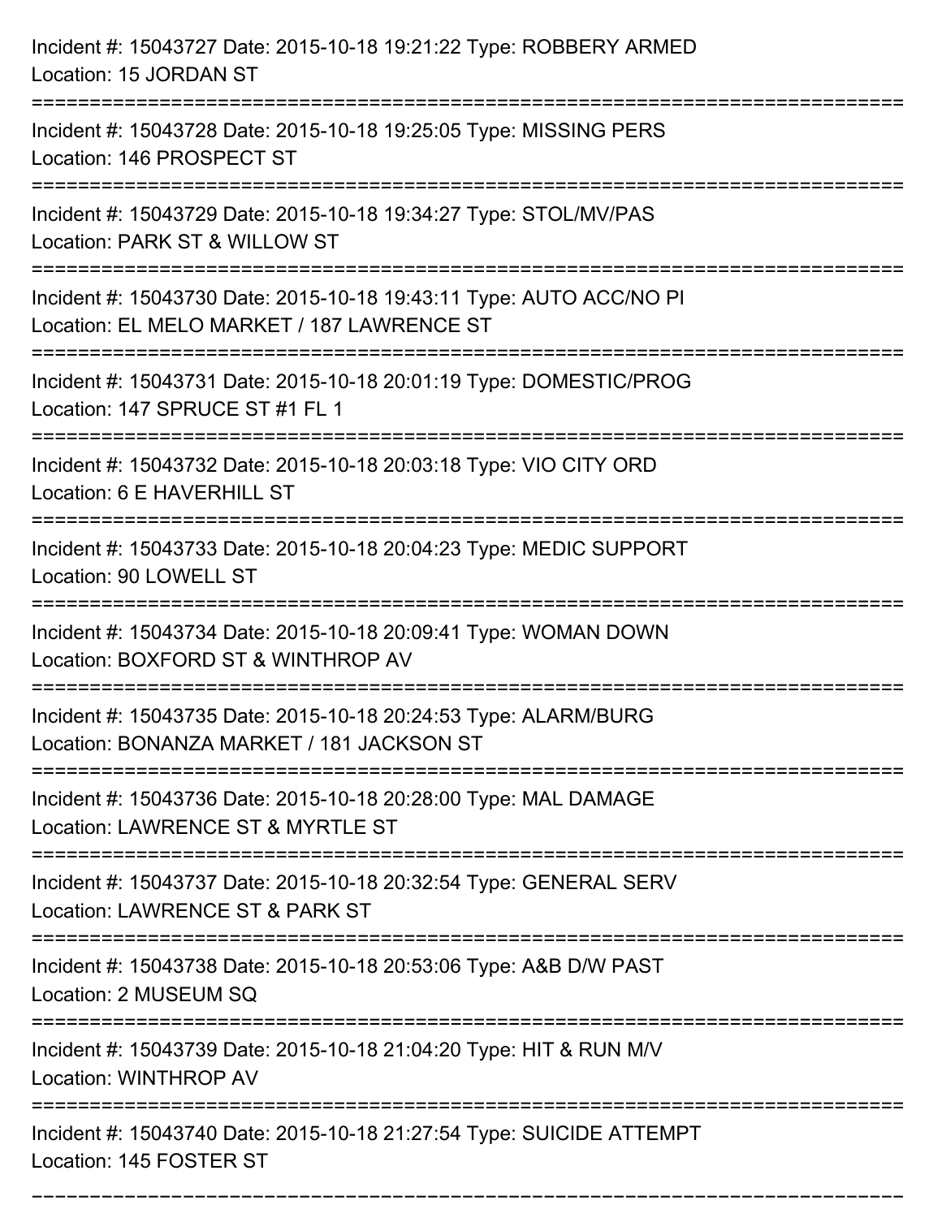Incident #: 15043727 Date: 2015-10-18 19:21:22 Type: ROBBERY ARMED
Location: 15 JORDAN ST

===========================================================================

Incident #: 15043728 Date: 2015-10-18 19:25:05 Type: MISSING PERS
Location: 146 PROSPECT ST

===========================================================================

Incident #: 15043729 Date: 2015-10-18 19:34:27 Type: STOL/MV/PAS
Location: PARK ST & WILLOW ST

===========================================================================

Incident #: 15043730 Date: 2015-10-18 19:43:11 Type: AUTO ACC/NO PI
Location: EL MELO MARKET / 187 LAWRENCE ST

===========================================================================

Incident #: 15043731 Date: 2015-10-18 20:01:19 Type: DOMESTIC/PROG
Location: 147 SPRUCE ST #1 FL 1

===========================================================================

Incident #: 15043732 Date: 2015-10-18 20:03:18 Type: VIO CITY ORD
Location: 6 E HAVERHILL ST

===========================================================================

Incident #: 15043733 Date: 2015-10-18 20:04:23 Type: MEDIC SUPPORT
Location: 90 LOWELL ST

===========================================================================

Incident #: 15043734 Date: 2015-10-18 20:09:41 Type: WOMAN DOWN
Location: BOXFORD ST & WINTHROP AV

===========================================================================

Incident #: 15043735 Date: 2015-10-18 20:24:53 Type: ALARM/BURG
Location: BONANZA MARKET / 181 JACKSON ST

===========================================================================

Incident #: 15043736 Date: 2015-10-18 20:28:00 Type: MAL DAMAGE
Location: LAWRENCE ST & MYRTLE ST

===========================================================================

Incident #: 15043737 Date: 2015-10-18 20:32:54 Type: GENERAL SERV
Location: LAWRENCE ST & PARK ST

===========================================================================

Incident #: 15043738 Date: 2015-10-18 20:53:06 Type: A&B D/W PAST
Location: 2 MUSEUM SQ

===========================================================================

Incident #: 15043739 Date: 2015-10-18 21:04:20 Type: HIT & RUN M/V
Location: WINTHROP AV

===========================================================================

Incident #: 15043740 Date: 2015-10-18 21:27:54 Type: SUICIDE ATTEMPT
Location: 145 FOSTER ST

===========================================================================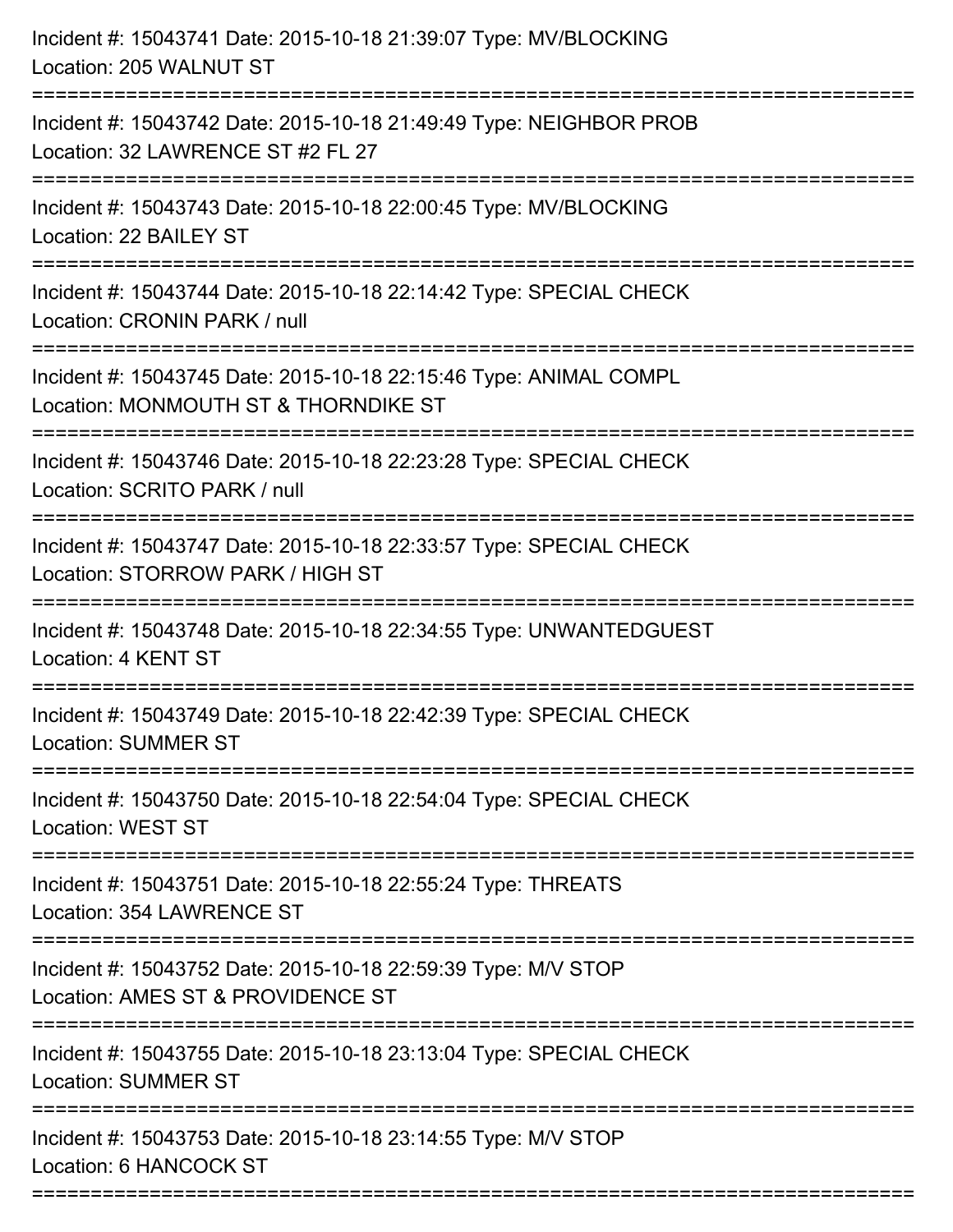Incident #: 15043741 Date: 2015-10-18 21:39:07 Type: MV/BLOCKING
Location: 205 WALNUT ST

===========================================================================

Incident #: 15043742 Date: 2015-10-18 21:49:49 Type: NEIGHBOR PROB
Location: 32 LAWRENCE ST #2 FL 27

===========================================================================

Incident #: 15043743 Date: 2015-10-18 22:00:45 Type: MV/BLOCKING
Location: 22 BAILEY ST

===========================================================================

Incident #: 15043744 Date: 2015-10-18 22:14:42 Type: SPECIAL CHECK
Location: CRONIN PARK / null

===========================================================================

Incident #: 15043745 Date: 2015-10-18 22:15:46 Type: ANIMAL COMPL
Location: MONMOUTH ST & THORNDIKE ST

===========================================================================

Incident #: 15043746 Date: 2015-10-18 22:23:28 Type: SPECIAL CHECK
Location: SCRITO PARK / null

===========================================================================

Incident #: 15043747 Date: 2015-10-18 22:33:57 Type: SPECIAL CHECK
Location: STORROW PARK / HIGH ST

===========================================================================

Incident #: 15043748 Date: 2015-10-18 22:34:55 Type: UNWANTEDGUEST
Location: 4 KENT ST

===========================================================================

Incident #: 15043749 Date: 2015-10-18 22:42:39 Type: SPECIAL CHECK
Location: SUMMER ST

===========================================================================

Incident #: 15043750 Date: 2015-10-18 22:54:04 Type: SPECIAL CHECK
Location: WEST ST

===========================================================================

Incident #: 15043751 Date: 2015-10-18 22:55:24 Type: THREATS
Location: 354 LAWRENCE ST

===========================================================================

Incident #: 15043752 Date: 2015-10-18 22:59:39 Type: M/V STOP
Location: AMES ST & PROVIDENCE ST

===========================================================================

Incident #: 15043755 Date: 2015-10-18 23:13:04 Type: SPECIAL CHECK
Location: SUMMER ST

===========================================================================

Incident #: 15043753 Date: 2015-10-18 23:14:55 Type: M/V STOP
Location: 6 HANCOCK ST

===========================================================================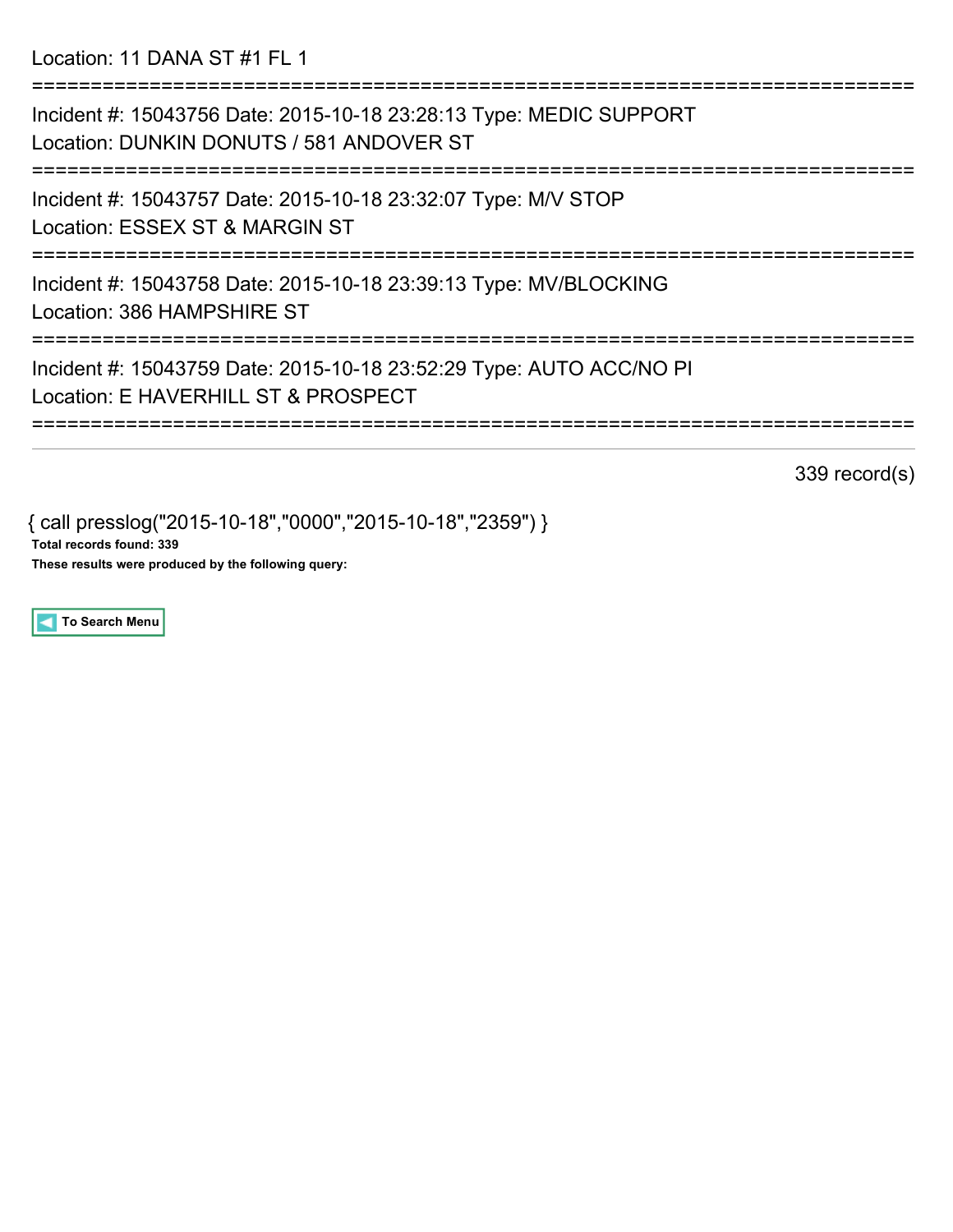Location: 11 DANA ST #1 FL 1

===========================================================================

Incident #: 15043756 Date: 2015-10-18 23:28:13 Type: MEDIC SUPPORT
Location: DUNKIN DONUTS / 581 ANDOVER ST

===========================================================================

Incident #: 15043757 Date: 2015-10-18 23:32:07 Type: M/V STOP
Location: ESSEX ST & MARGIN ST

===========================================================================

Incident #: 15043758 Date: 2015-10-18 23:39:13 Type: MV/BLOCKING
Location: 386 HAMPSHIRE ST

===========================================================================

Incident #: 15043759 Date: 2015-10-18 23:52:29 Type: AUTO ACC/NO PI
Location: E HAVERHILL ST & PROSPECT

===========================================================================

339 record(s)

{ call presslog("2015-10-18","0000","2015-10-18","2359") }

**Total records found: 339**

**These results were produced by the following query:**

To Search Menu